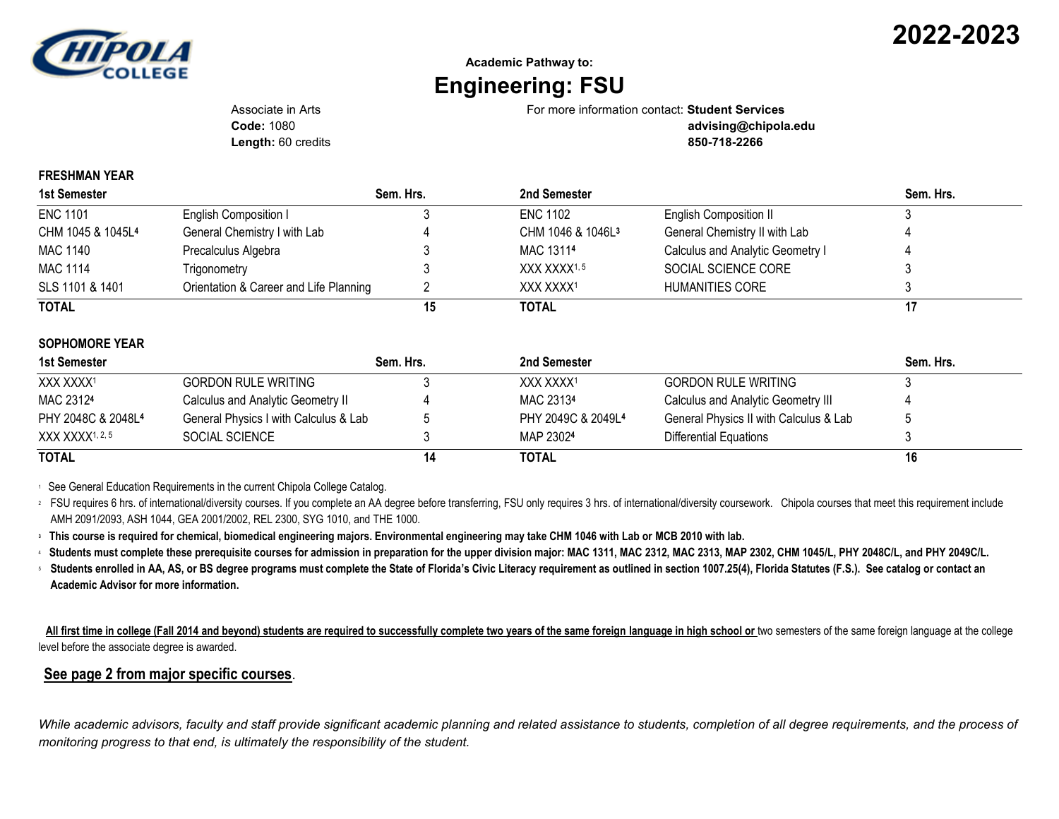# 2022-2023

CHIPOLA COLLEGE

Academic Pathway to:

## Engineering: FSU

Associate in Arts
**Code:** 1080
**Length:** 60 credits

For more information contact: **Student Services**
**advising@chipola.edu**
**850-718-2266**

### FRESHMAN YEAR

| 1st Semester | | Sem. Hrs. | 2nd Semester | | Sem. Hrs. |
|---|---|---|---|---|---|
| ENC 1101 | English Composition I | 3 | ENC 1102 | English Composition II | 3 |
| CHM 1045 & 1045L[4] | General Chemistry I with Lab | 4 | CHM 1046 & 1046L[3] | General Chemistry II with Lab | 4 |
| MAC 1140 | Precalculus Algebra | 3 | MAC 1311[4] | Calculus and Analytic Geometry I | 4 |
| MAC 1114 | Trigonometry | 3 | XXX XXXX[1, 5] | SOCIAL SCIENCE CORE | 3 |
| SLS 1101 & 1401 | Orientation & Career and Life Planning | 2 | XXX XXXX[1] | HUMANITIES CORE | 3 |
| **TOTAL** | | **15** | **TOTAL** | | **17** |

### SOPHOMORE YEAR

| 1st Semester | | Sem. Hrs. | 2nd Semester | | Sem. Hrs. |
|---|---|---|---|---|---|
| XXX XXXX[1] | GORDON RULE WRITING | 3 | XXX XXXX[1] | GORDON RULE WRITING | 3 |
| MAC 2312[4] | Calculus and Analytic Geometry II | 4 | MAC 2313[4] | Calculus and Analytic Geometry III | 4 |
| PHY 2048C & 2048L[4] | General Physics I with Calculus & Lab | 5 | PHY 2049C & 2049L[4] | General Physics II with Calculus & Lab | 5 |
| XXX XXXX[1, 2, 5] | SOCIAL SCIENCE | 3 | MAP 2302[4] | Differential Equations | 3 |
| **TOTAL** | | **14** | **TOTAL** | | **16** |

[1] See General Education Requirements in the current Chipola College Catalog.

[2] FSU requires 6 hrs. of international/diversity courses. If you complete an AA degree before transferring, FSU only requires 3 hrs. of international/diversity coursework. Chipola courses that meet this requirement include AMH 2091/2093, ASH 1044, GEA 2001/2002, REL 2300, SYG 1010, and THE 1000.

[3] **This course is required for chemical, biomedical engineering majors. Environmental engineering may take CHM 1046 with Lab or MCB 2010 with lab.**

[4] **Students must complete these prerequisite courses for admission in preparation for the upper division major: MAC 1311, MAC 2312, MAC 2313, MAP 2302, CHM 1045/L, PHY 2048C/L, and PHY 2049C/L.**

[5] **Students enrolled in AA, AS, or BS degree programs must complete the State of Florida's Civic Literacy requirement as outlined in section 1007.25(4), Florida Statutes (F.S.). See catalog or contact an Academic Advisor for more information.**

**All first time in college (Fall 2014 and beyond) students are required to successfully complete two years of the same foreign language in high school or** two semesters of the same foreign language at the college level before the associate degree is awarded.

**See page 2 from major specific courses**.

*While academic advisors, faculty and staff provide significant academic planning and related assistance to students, completion of all degree requirements, and the process of monitoring progress to that end, is ultimately the responsibility of the student.*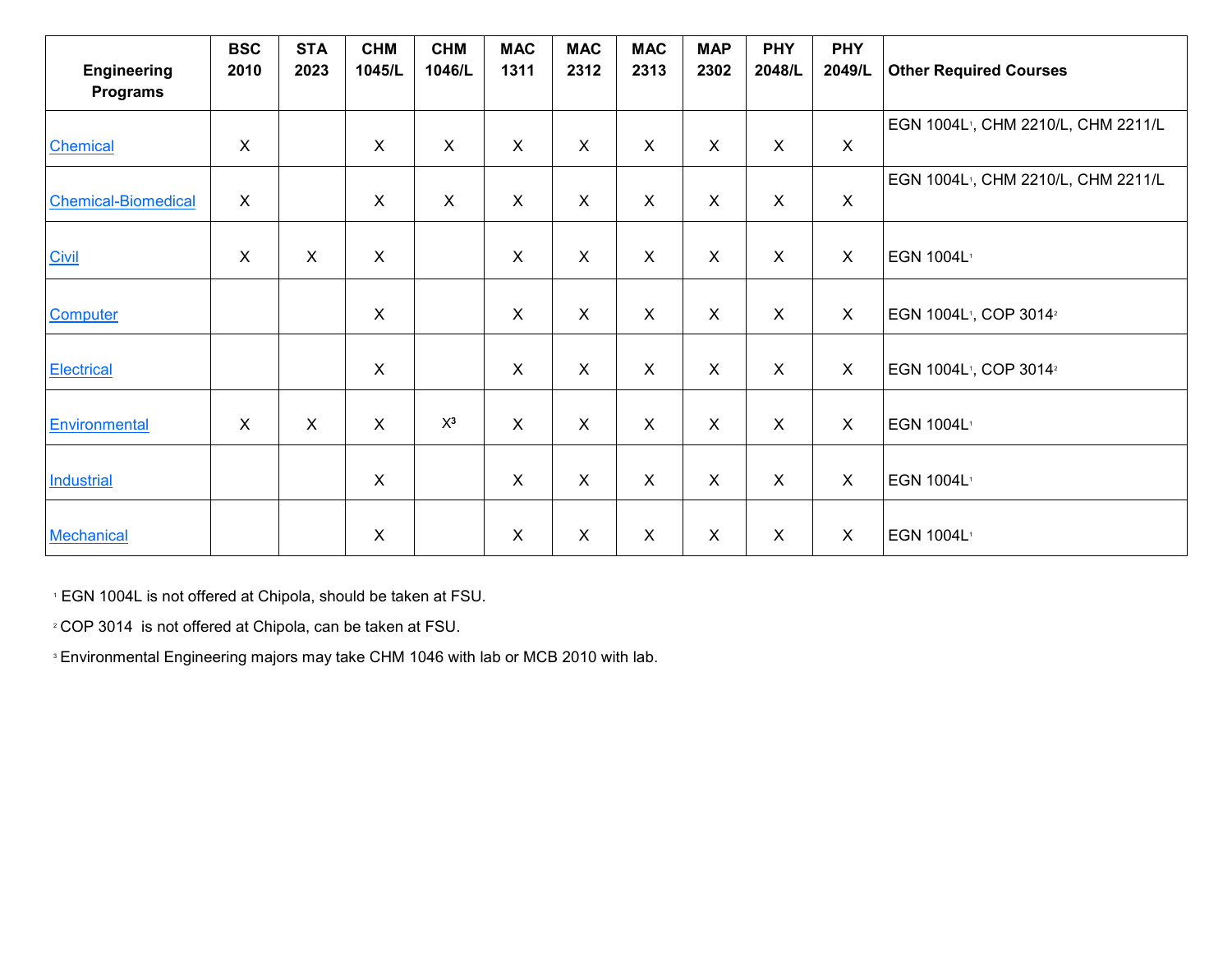| Engineering Programs | BSC 2010 | STA 2023 | CHM 1045/L | CHM 1046/L | MAC 1311 | MAC 2312 | MAC 2313 | MAP 2302 | PHY 2048/L | PHY 2049/L | Other Required Courses |
|---|---|---|---|---|---|---|---|---|---|---|---|
| Chemical | X | | X | X | X | X | X | X | X | X | EGN 1004L[1], CHM 2210/L, CHM 2211/L |
| Chemical-Biomedical | X | | X | X | X | X | X | X | X | X | EGN 1004L[1], CHM 2210/L, CHM 2211/L |
| Civil | X | X | X | | X | X | X | X | X | X | EGN 1004L[1] |
| Computer | | | X | | X | X | X | X | X | X | EGN 1004L[1], COP 3014[2] |
| Electrical | | | X | | X | X | X | X | X | X | EGN 1004L[1], COP 3014[2] |
| Environmental | X | X | X | X[3] | X | X | X | X | X | X | EGN 1004L[1] |
| Industrial | | | X | | X | X | X | X | X | X | EGN 1004L[1] |
| Mechanical | | | X | | X | X | X | X | X | X | EGN 1004L[1] |

[1] EGN 1004L is not offered at Chipola, should be taken at FSU.

[2] COP 3014 is not offered at Chipola, can be taken at FSU.

[3] Environmental Engineering majors may take CHM 1046 with lab or MCB 2010 with lab.